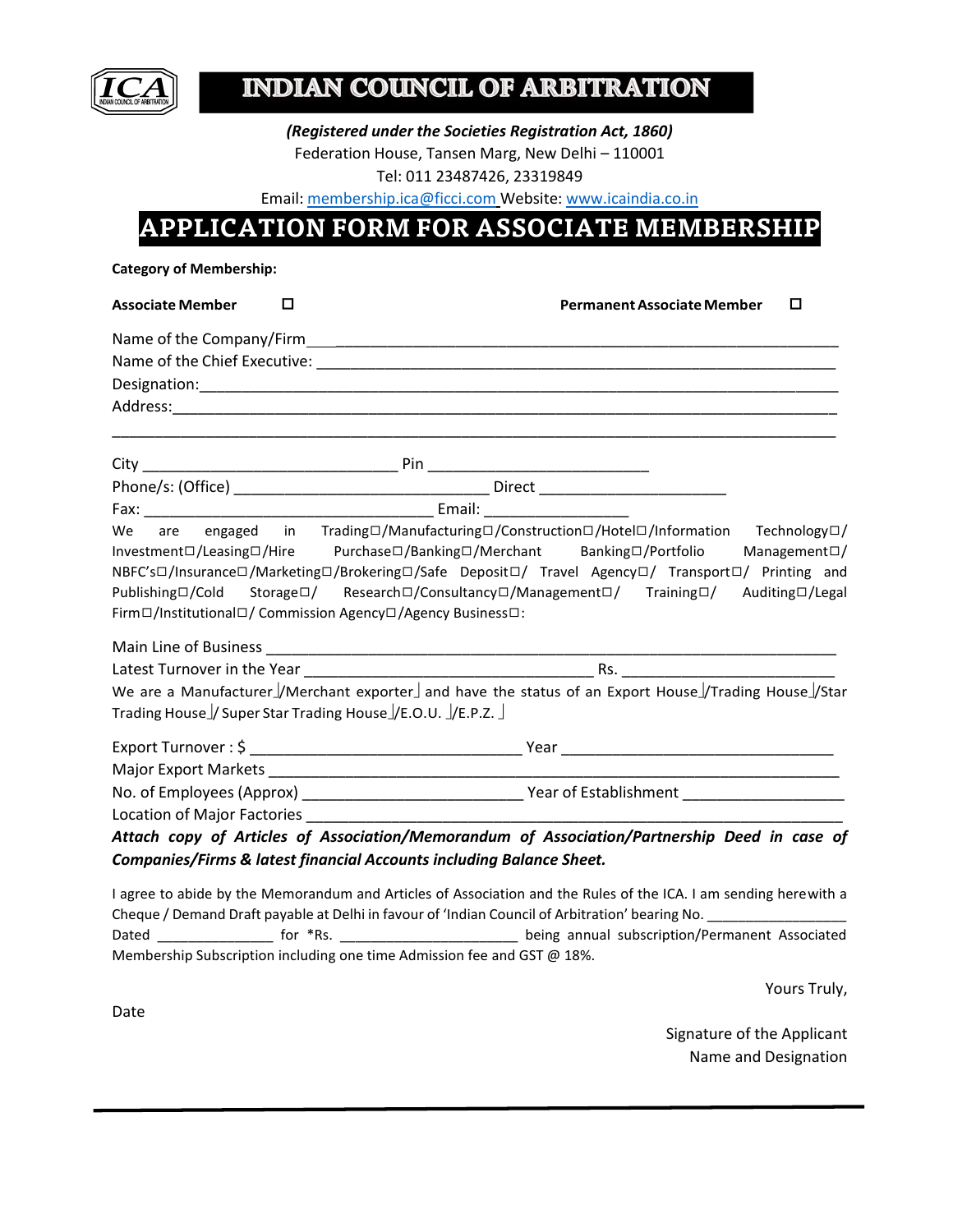# INDIAN COUNCIL OF ARBITRATION

***(Registered under the Societies Registration Act, 1860)***
Federation House, Tansen Marg, New Delhi – 110001
Tel: 011 23487426, 23319849
Email: membership.ica@ficci.com Website: www.icaindia.co.in

# APPLICATION FORM FOR ASSOCIATE MEMBERSHIP

**Category of Membership:**

**Associate Member** ☐ **Permanent Associate Member** ☐

Name of the Company/Firm ____________________________________________________________

Name of the Chief Executive: ___________________________________________________________

Designation: ________________________________________________________________________

Address: ___________________________________________________________________________

_____________________________________________________________________________________

City ______________________________ Pin __________________________

Phone/s: (Office) _______________________________ Direct ______________________

Fax: ___________________________________ Email: _________________

We are engaged in Trading☐/Manufacturing☐/Construction☐/Hotel☐/Information Technology☐/ Investment☐/Leasing☐/Hire Purchase☐/Banking☐/Merchant Banking☐/Portfolio Management☐/ NBFC's☐/Insurance☐/Marketing☐/Brokering☐/Safe Deposit☐/ Travel Agency☐/ Transport☐/ Printing and Publishing☐/Cold Storage☐/ Research☐/Consultancy☐/Management☐/ Training☐/ Auditing☐/Legal Firm☐/Institutional☐/ Commission Agency☐/Agency Business☐:

Main Line of Business _____________________________________________________________________

Latest Turnover in the Year ___________________________________ Rs. _________________________

We are a Manufacturer☐/Merchant exporter☐ and have the status of an Export House☐/Trading House☐/Star Trading House☐/ Super Star Trading House☐/E.O.U. ☐/E.P.Z. ☐

Export Turnover : $ _______________________________ Year _______________________________

Major Export Markets ______________________________________________________________________

No. of Employees (Approx) _________________________ Year of Establishment __________________

Location of Major Factories _________________________________________________________________

***Attach copy of Articles of Association/Memorandum of Association/Partnership Deed in case of Companies/Firms & latest financial Accounts including Balance Sheet.***

I agree to abide by the Memorandum and Articles of Association and the Rules of the ICA. I am sending herewith a Cheque / Demand Draft payable at Delhi in favour of 'Indian Council of Arbitration' bearing No. _________________ Dated ______________ for *Rs. _____________________ being annual subscription/Permanent Associated Membership Subscription including one time Admission fee and GST @ 18%.

Yours Truly,

Date

Signature of the Applicant
Name and Designation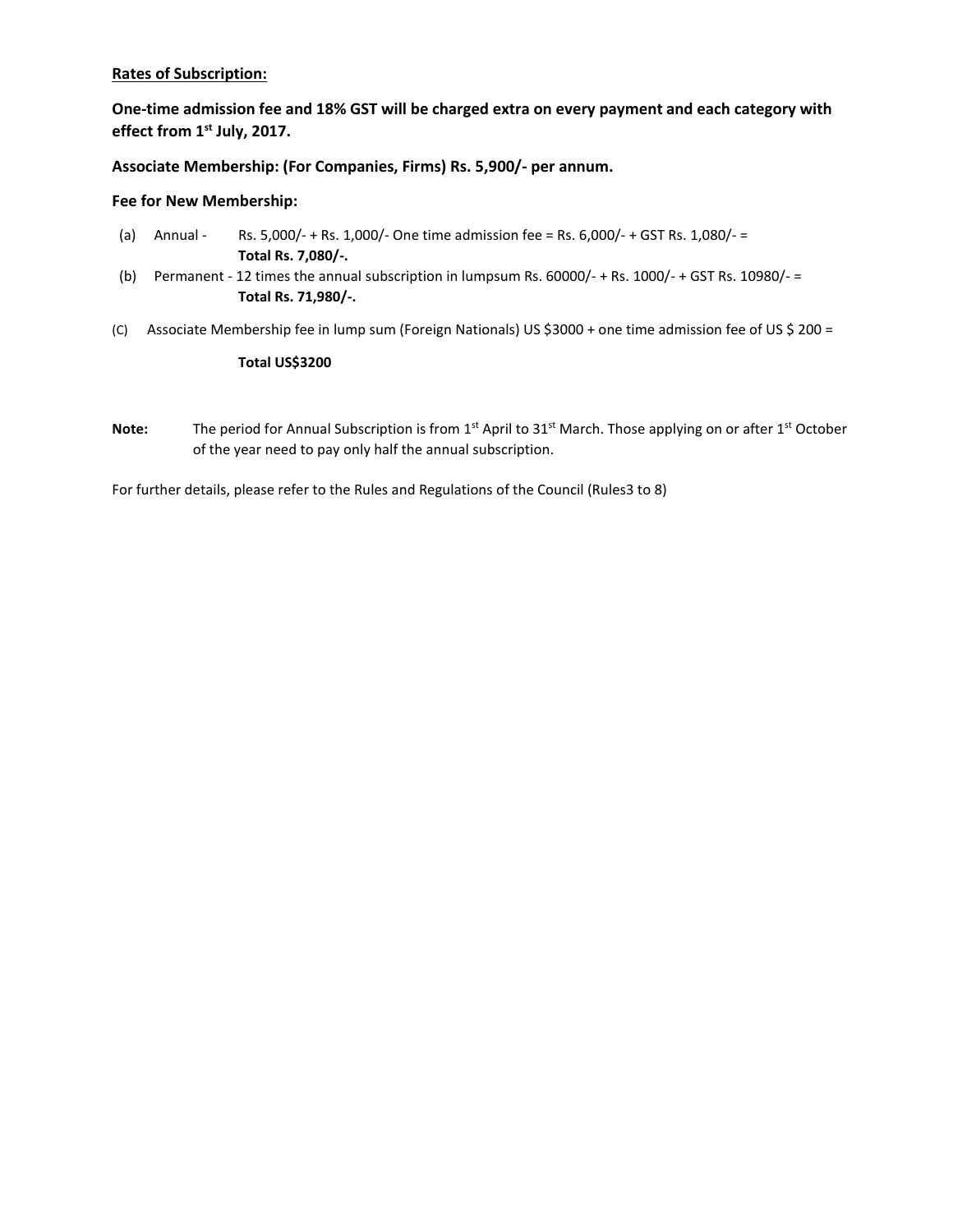**Rates of Subscription:**

**One-time admission fee and 18% GST will be charged extra on every payment and each category with effect from 1st July, 2017.**

**Associate Membership: (For Companies, Firms) Rs. 5,900/- per annum.**

**Fee for New Membership:**

(a) Annual - Rs. 5,000/- + Rs. 1,000/- One time admission fee = Rs. 6,000/- + GST Rs. 1,080/- = **Total Rs. 7,080/-.**

(b) Permanent - 12 times the annual subscription in lumpsum Rs. 60000/- + Rs. 1000/- + GST Rs. 10980/- = **Total Rs. 71,980/-.**

(C) Associate Membership fee in lump sum (Foreign Nationals) US $3000 + one time admission fee of US $ 200 =

**Total US$3200**

**Note:** The period for Annual Subscription is from 1st April to 31st March. Those applying on or after 1st October of the year need to pay only half the annual subscription.

For further details, please refer to the Rules and Regulations of the Council (Rules3 to 8)